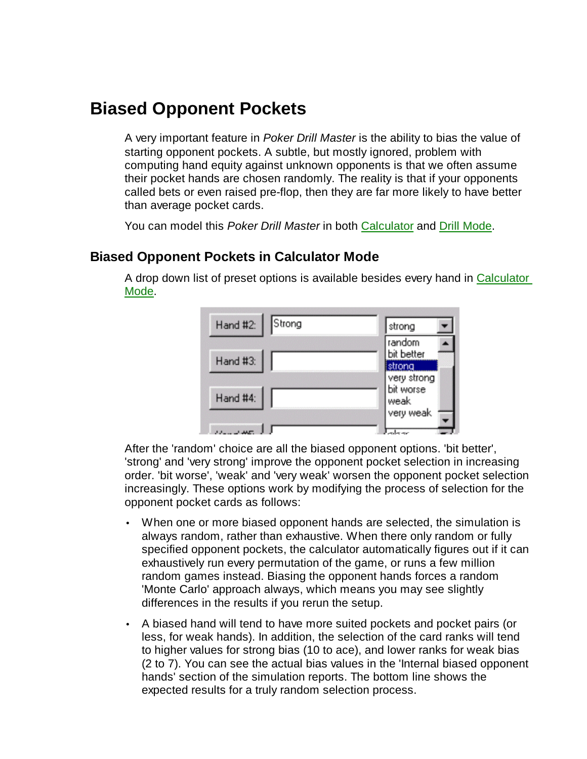# Biased Opponent Pockets

A very important feature in *Poker Drill Master* is the ability to bias the value of starting opponent pockets. A subtle, but mostly ignored, problem with computing hand equity against unknown opponents is that we often assume their pocket hands are chosen randomly. The reality is that if your opponents called bets or even raised pre-flop, then they are far more likely to have better than average pocket cards.

You can model this *Poker Drill Master* in both Calculator and Drill Mode.

## Biased Opponent Pockets in Calculator Mode

A drop down list of preset options is available besides every hand in Calculator Mode.

After the 'random' choice are all the biased opponent options. 'bit better', 'strong' and 'very strong' improve the opponent pocket selection in increasing order. 'bit worse', 'weak' and 'very weak' worsen the opponent pocket selection increasingly. These options work by modifying the process of selection for the opponent pocket cards as follows:

- When one or more biased opponent hands are selected, the simulation is always random, rather than exhaustive. When there only random or fully specified opponent pockets, the calculator automatically figures out if it can exhaustively run every permutation of the game, or runs a few million random games instead. Biasing the opponent hands forces a random 'Monte Carlo' approach always, which means you may see slightly differences in the results if you rerun the setup.
- A biased hand will tend to have more suited pockets and pocket pairs (or less, for weak hands). In addition, the selection of the card ranks will tend to higher values for strong bias (10 to ace), and lower ranks for weak bias (2 to 7). You can see the actual bias values in the 'Internal biased opponent hands' section of the simulation reports. The bottom line shows the expected results for a truly random selection process.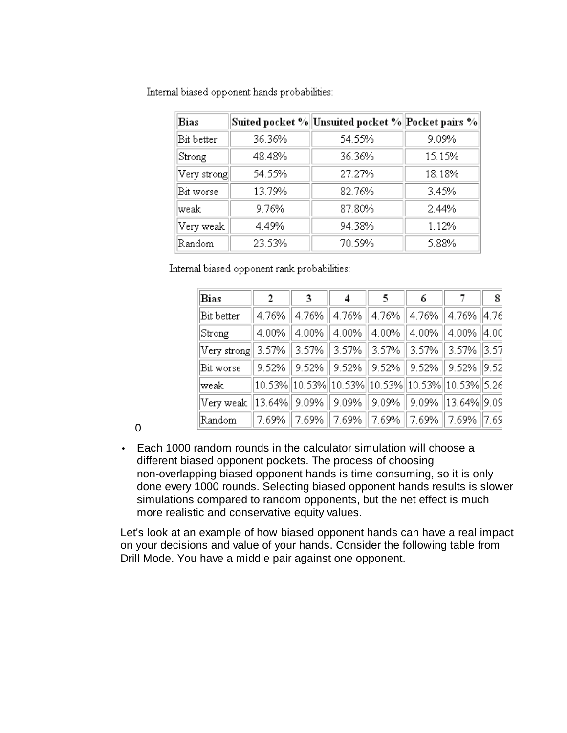Internal biased opponent hands probabilities:

| Bias | Suited pocket % | Unsuited pocket % | Pocket pairs % |
| --- | --- | --- | --- |
| Bit better | 36.36% | 54.55% | 9.09% |
| Strong | 48.48% | 36.36% | 15.15% |
| Very strong | 54.55% | 27.27% | 18.18% |
| Bit worse | 13.79% | 82.76% | 3.45% |
| weak | 9.76% | 87.80% | 2.44% |
| Very weak | 4.49% | 94.38% | 1.12% |
| Random | 23.53% | 70.59% | 5.88% |

Internal biased opponent rank probabilities:

| Bias | 2 | 3 | 4 | 5 | 6 | 7 | 8 |
| --- | --- | --- | --- | --- | --- | --- | --- |
| Bit better | 4.76% | 4.76% | 4.76% | 4.76% | 4.76% | 4.76% | 4.76 |
| Strong | 4.00% | 4.00% | 4.00% | 4.00% | 4.00% | 4.00% | 4.00 |
| Very strong | 3.57% | 3.57% | 3.57% | 3.57% | 3.57% | 3.57% | 3.57 |
| Bit worse | 9.52% | 9.52% | 9.52% | 9.52% | 9.52% | 9.52% | 9.52 |
| weak | 10.53% | 10.53% | 10.53% | 10.53% | 10.53% | 10.53% | 5.26 |
| Very weak | 13.64% | 9.09% | 9.09% | 9.09% | 9.09% | 13.64% | 9.09 |
| Random | 7.69% | 7.69% | 7.69% | 7.69% | 7.69% | 7.69% | 7.69 |

0

- Each 1000 random rounds in the calculator simulation will choose a different biased opponent pockets. The process of choosing non-overlapping biased opponent hands is time consuming, so it is only done every 1000 rounds. Selecting biased opponent hands results is slower simulations compared to random opponents, but the net effect is much more realistic and conservative equity values.

Let's look at an example of how biased opponent hands can have a real impact on your decisions and value of your hands. Consider the following table from Drill Mode. You have a middle pair against one opponent.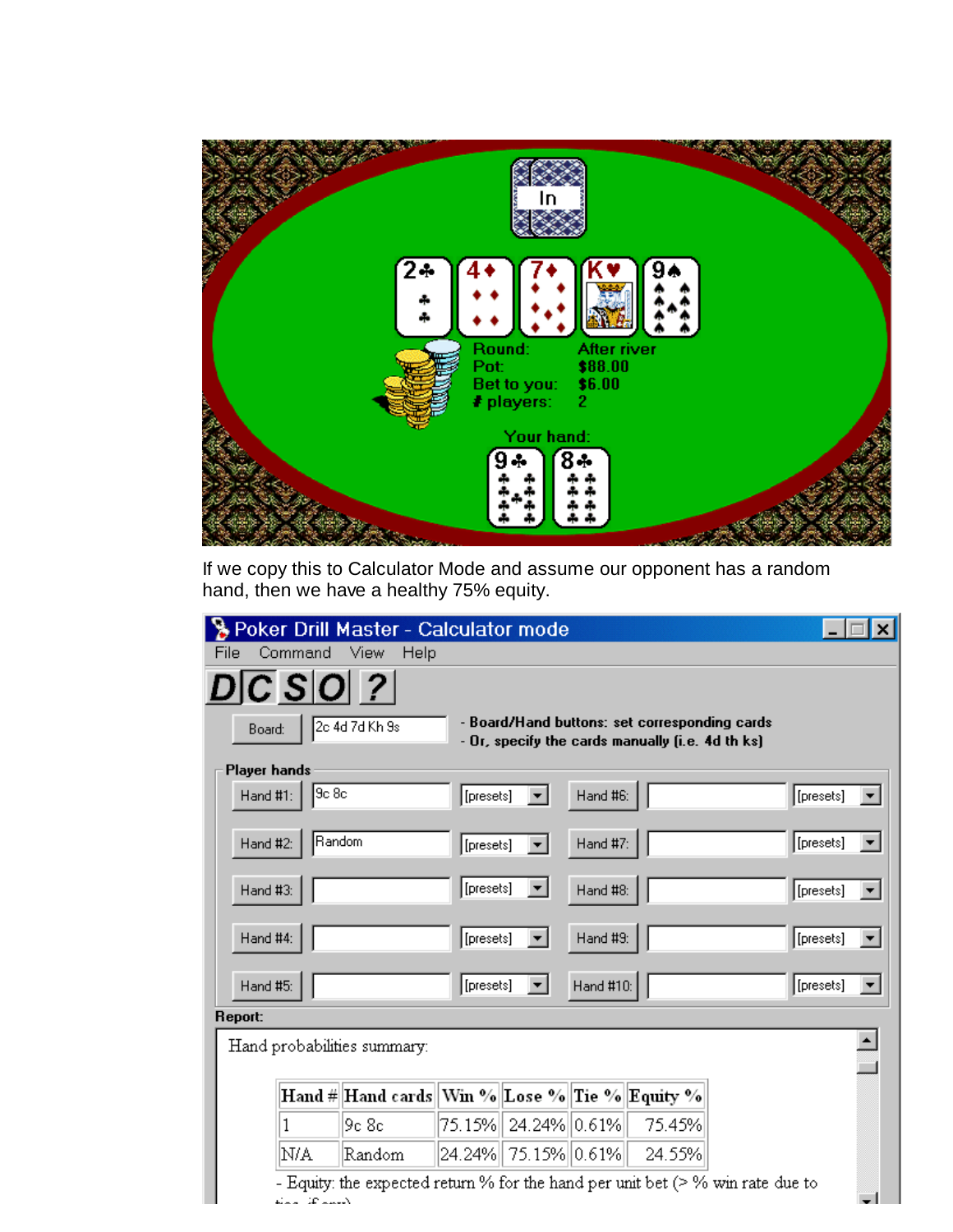If we copy this to Calculator Mode and assume our opponent has a random hand, then we have a healthy 75% equity.

| Hand # | Hand cards | Win % | Lose % | Tie % | Equity % |
|---|---|---|---|---|---|
| 1 | 9c 8c | 75.15% | 24.24% | 0.61% | 75.45% |
| N/A | Random | 24.24% | 75.15% | 0.61% | 24.55% |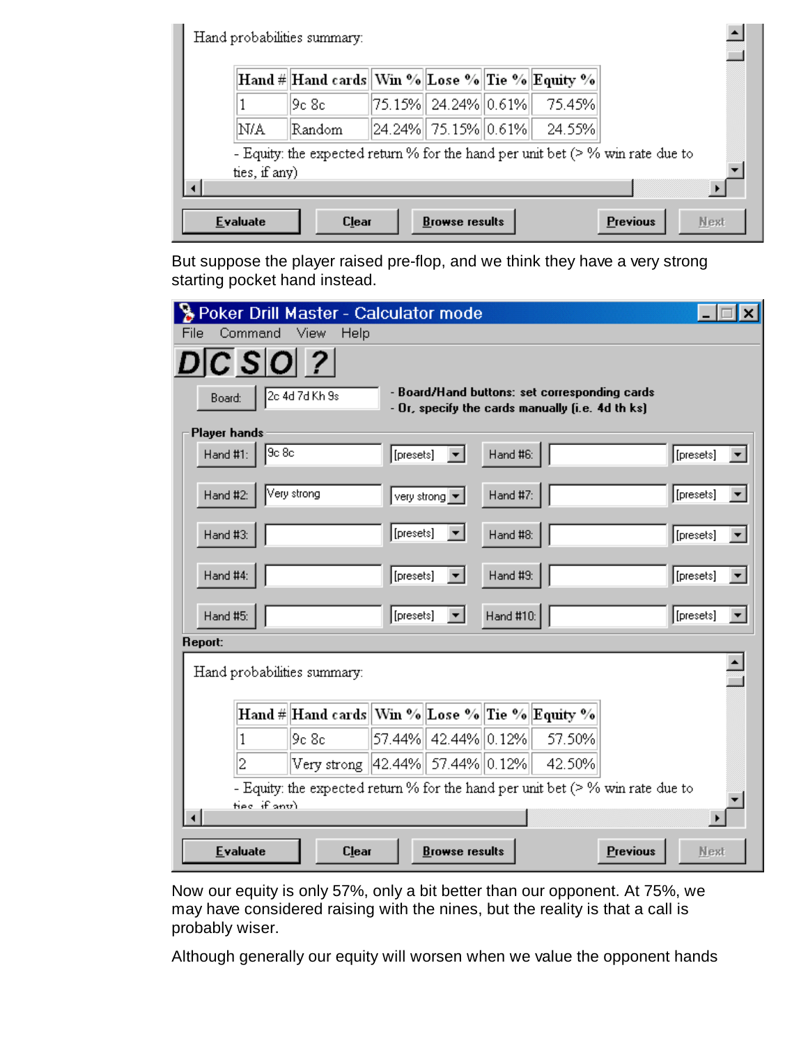Hand probabilities summary:

| Hand # | Hand cards | Win % | Lose % | Tie % | Equity % |
|---|---|---|---|---|---|
| 1 | 9c 8c | 75.15% | 24.24% | 0.61% | 75.45% |
| N/A | Random | 24.24% | 75.15% | 0.61% | 24.55% |

- Equity: the expected return % for the hand per unit bet (> % win rate due to ties, if any)

Evaluate | Clear | Browse results | Previous | Next

But suppose the player raised pre-flop, and we think they have a very strong starting pocket hand instead.

**Poker Drill Master - Calculator mode**

File | Command | View | Help

D C S O ?

Board: 2c 4d 7d Kh 9s

- Board/Hand buttons: set corresponding cards
- Or, specify the cards manually (i.e. 4d th ks)

**Player hands**

| Hand | Cards | Preset | Hand | Cards | Preset |
|---|---|---|---|---|---|
| Hand #1: | 9c 8c | [presets] | Hand #6: | | [presets] |
| Hand #2: | Very strong | very strong | Hand #7: | | [presets] |
| Hand #3: | | [presets] | Hand #8: | | [presets] |
| Hand #4: | | [presets] | Hand #9: | | [presets] |
| Hand #5: | | [presets] | Hand #10: | | [presets] |

**Report:**

Hand probabilities summary:

| Hand # | Hand cards | Win % | Lose % | Tie % | Equity % |
|---|---|---|---|---|---|
| 1 | 9c 8c | 57.44% | 42.44% | 0.12% | 57.50% |
| 2 | Very strong | 42.44% | 57.44% | 0.12% | 42.50% |

- Equity: the expected return % for the hand per unit bet (> % win rate due to ties, if any)

Evaluate | Clear | Browse results | Previous | Next

Now our equity is only 57%, only a bit better than our opponent. At 75%, we may have considered raising with the nines, but the reality is that a call is probably wiser.

Although generally our equity will worsen when we value the opponent hands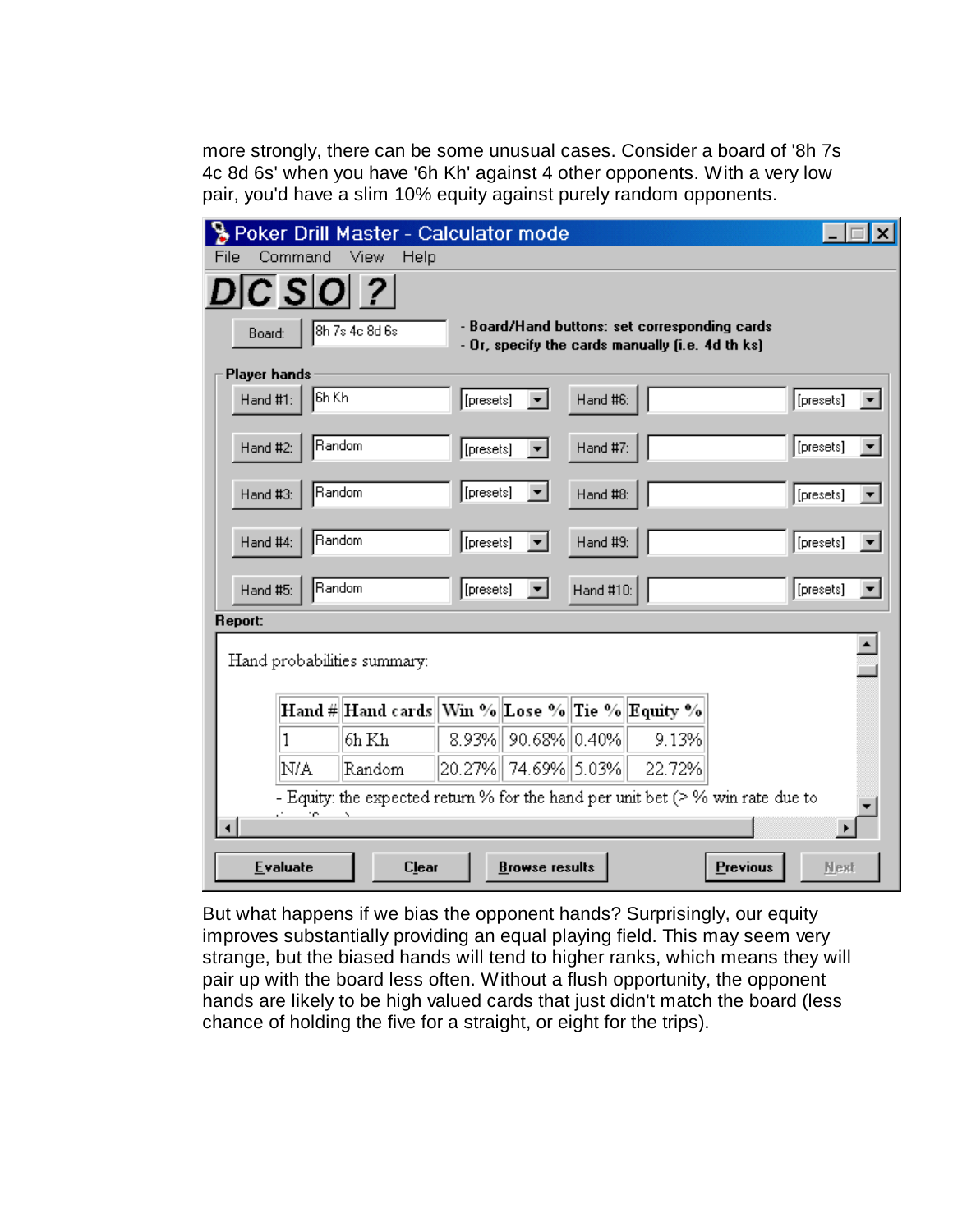more strongly, there can be some unusual cases. Consider a board of '8h 7s 4c 8d 6s' when you have '6h Kh' against 4 other opponents. With a very low pair, you'd have a slim 10% equity against purely random opponents.

Poker Drill Master - Calculator mode

File Command View Help

Board: 8h 7s 4c 8d 6s

- Board/Hand buttons: set corresponding cards
- Or, specify the cards manually (i.e. 4d th ks)

Player hands

| | | | | | |
|---|---|---|---|---|---|
| Hand #1: | 6h Kh | [presets] | Hand #6: | | [presets] |
| Hand #2: | Random | [presets] | Hand #7: | | [presets] |
| Hand #3: | Random | [presets] | Hand #8: | | [presets] |
| Hand #4: | Random | [presets] | Hand #9: | | [presets] |
| Hand #5: | Random | [presets] | Hand #10: | | [presets] |

Report:

Hand probabilities summary:

| Hand # | Hand cards | Win % | Lose % | Tie % | Equity % |
|---|---|---|---|---|---|
| 1 | 6h Kh | 8.93% | 90.68% | 0.40% | 9.13% |
| N/A | Random | 20.27% | 74.69% | 5.03% | 22.72% |

- Equity: the expected return % for the hand per unit bet (> % win rate due to

Evaluate | Clear | Browse results | Previous | Next

But what happens if we bias the opponent hands? Surprisingly, our equity improves substantially providing an equal playing field. This may seem very strange, but the biased hands will tend to higher ranks, which means they will pair up with the board less often. Without a flush opportunity, the opponent hands are likely to be high valued cards that just didn't match the board (less chance of holding the five for a straight, or eight for the trips).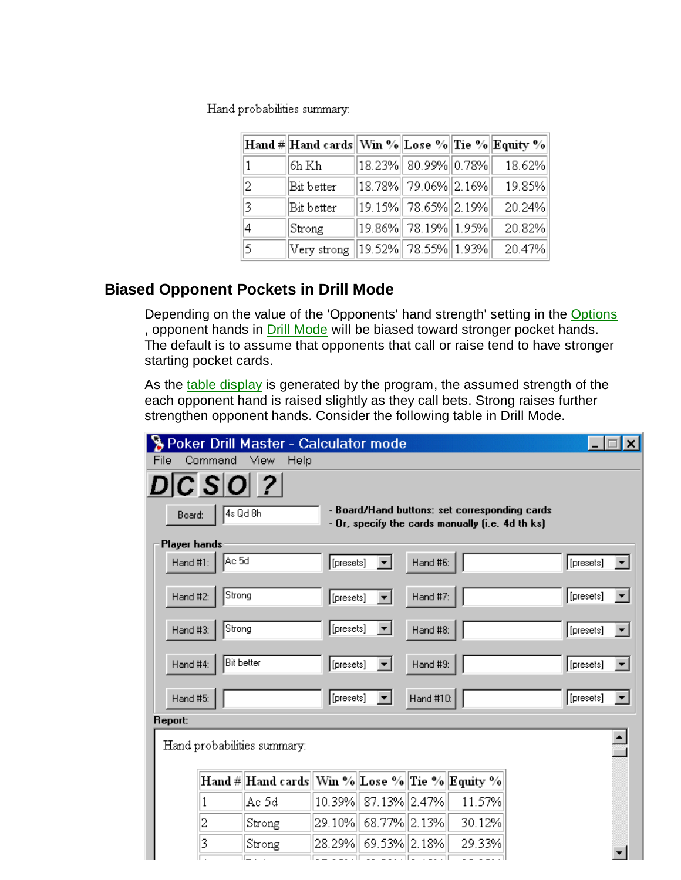Hand probabilities summary:

| Hand # | Hand cards | Win % | Lose % | Tie % | Equity % |
|---|---|---|---|---|---|
| 1 | 6h Kh | 18.23% | 80.99% | 0.78% | 18.62% |
| 2 | Bit better | 18.78% | 79.06% | 2.16% | 19.85% |
| 3 | Bit better | 19.15% | 78.65% | 2.19% | 20.24% |
| 4 | Strong | 19.86% | 78.19% | 1.95% | 20.82% |
| 5 | Very strong | 19.52% | 78.55% | 1.93% | 20.47% |

## Biased Opponent Pockets in Drill Mode

Depending on the value of the 'Opponents' hand strength' setting in the Options , opponent hands in Drill Mode will be biased toward stronger pocket hands. The default is to assume that opponents that call or raise tend to have stronger starting pocket cards.

As the table display is generated by the program, the assumed strength of the each opponent hand is raised slightly as they call bets. Strong raises further strengthen opponent hands. Consider the following table in Drill Mode.

Poker Drill Master - Calculator mode

File Command View Help

D C S O ?

Board: 4s Qd 8h

- Board/Hand buttons: set corresponding cards
- Or, specify the cards manually (i.e. 4d th ks)

Player hands

| | | | | | |
|---|---|---|---|---|---|
| Hand #1: | Ac 5d | [presets] | Hand #6: | | [presets] |
| Hand #2: | Strong | [presets] | Hand #7: | | [presets] |
| Hand #3: | Strong | [presets] | Hand #8: | | [presets] |
| Hand #4: | Bit better | [presets] | Hand #9: | | [presets] |
| Hand #5: | | [presets] | Hand #10: | | [presets] |

Report:

Hand probabilities summary:

| Hand # | Hand cards | Win % | Lose % | Tie % | Equity % |
|---|---|---|---|---|---|
| 1 | Ac 5d | 10.39% | 87.13% | 2.47% | 11.57% |
| 2 | Strong | 29.10% | 68.77% | 2.13% | 30.12% |
| 3 | Strong | 28.29% | 69.53% | 2.18% | 29.33% |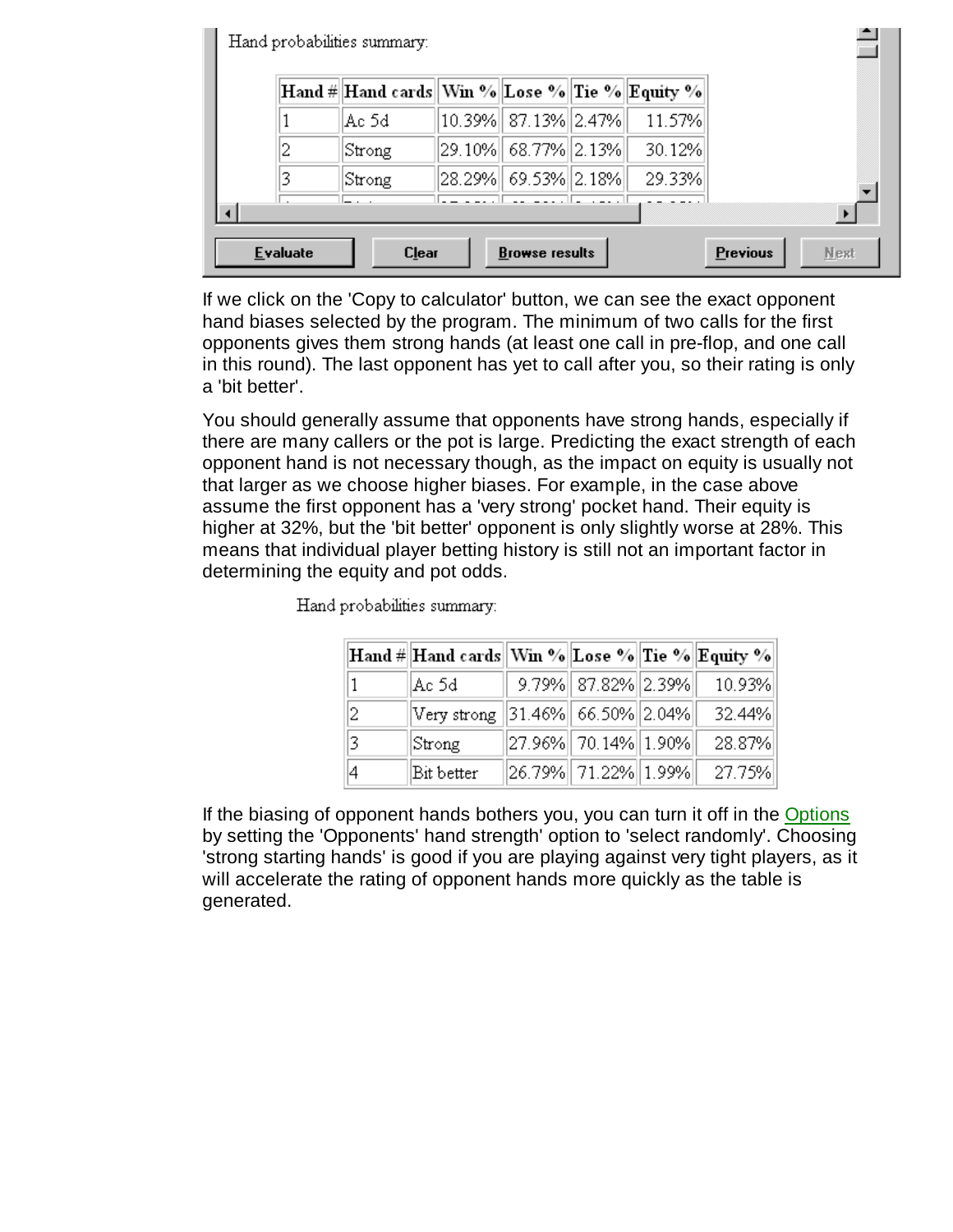Hand probabilities summary:

| Hand # | Hand cards | Win % | Lose % | Tie % | Equity % |
|---|---|---|---|---|---|
| 1 | Ac 5d | 10.39% | 87.13% | 2.47% | 11.57% |
| 2 | Strong | 29.10% | 68.77% | 2.13% | 30.12% |
| 3 | Strong | 28.29% | 69.53% | 2.18% | 29.33% |

Evaluate | Clear | Browse results | Previous | Next

If we click on the 'Copy to calculator' button, we can see the exact opponent hand biases selected by the program. The minimum of two calls for the first opponents gives them strong hands (at least one call in pre-flop, and one call in this round). The last opponent has yet to call after you, so their rating is only a 'bit better'.

You should generally assume that opponents have strong hands, especially if there are many callers or the pot is large. Predicting the exact strength of each opponent hand is not necessary though, as the impact on equity is usually not that larger as we choose higher biases. For example, in the case above assume the first opponent has a 'very strong' pocket hand. Their equity is higher at 32%, but the 'bit better' opponent is only slightly worse at 28%. This means that individual player betting history is still not an important factor in determining the equity and pot odds.

Hand probabilities summary:

| Hand # | Hand cards | Win % | Lose % | Tie % | Equity % |
|---|---|---|---|---|---|
| 1 | Ac 5d | 9.79% | 87.82% | 2.39% | 10.93% |
| 2 | Very strong | 31.46% | 66.50% | 2.04% | 32.44% |
| 3 | Strong | 27.96% | 70.14% | 1.90% | 28.87% |
| 4 | Bit better | 26.79% | 71.22% | 1.99% | 27.75% |

If the biasing of opponent hands bothers you, you can turn it off in the Options by setting the 'Opponents' hand strength' option to 'select randomly'. Choosing 'strong starting hands' is good if you are playing against very tight players, as it will accelerate the rating of opponent hands more quickly as the table is generated.